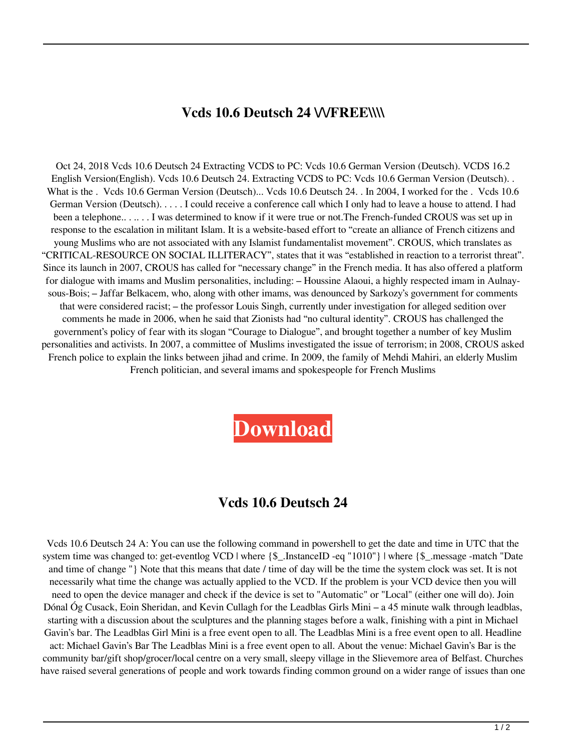# Vcds 10.6 Deutsch 24 \/FREE\\\\

Oct 24, 2018 Vcds 10.6 Deutsch 24 Extracting VCDS to PC: Vcds 10.6 German Version (Deutsch). VCDS 16.2 English Version(English). Vcds 10.6 Deutsch 24. Extracting VCDS to PC: Vcds 10.6 German Version (Deutsch). . What is the . Vcds 10.6 German Version (Deutsch)... Vcds 10.6 Deutsch 24. . In 2004, I worked for the . Vcds 10.6 German Version (Deutsch). . . . . I could receive a conference call which I only had to leave a house to attend. I had been a telephone.. . .. . . I was determined to know if it were true or not.The French-funded CROUS was set up in response to the escalation in militant Islam. It is a website-based effort to "create an alliance of French citizens and young Muslims who are not associated with any Islamist fundamentalist movement". CROUS, which translates as "CRITICAL-RESOURCE ON SOCIAL ILLITERACY", states that it was "established in reaction to a terrorist threat". Since its launch in 2007, CROUS has called for "necessary change" in the French media. It has also offered a platform for dialogue with imams and Muslim personalities, including: – Houssine Alaoui, a highly respected imam in Aulnay-sous-Bois; – Jaffar Belkacem, who, along with other imams, was denounced by Sarkozy's government for comments that were considered racist; – the professor Louis Singh, currently under investigation for alleged sedition over comments he made in 2006, when he said that Zionists had "no cultural identity". CROUS has challenged the government's policy of fear with its slogan "Courage to Dialogue", and brought together a number of key Muslim personalities and activists. In 2007, a committee of Muslims investigated the issue of terrorism; in 2008, CROUS asked French police to explain the links between jihad and crime. In 2009, the family of Mehdi Mahiri, an elderly Muslim French politician, and several imams and spokespeople for French Muslims

**Download**

## Vcds 10.6 Deutsch 24

Vcds 10.6 Deutsch 24 A: You can use the following command in powershell to get the date and time in UTC that the system time was changed to: get-eventlog VCD | where {$_.InstanceID -eq "1010"} | where {$_.message -match "Date and time of change "} Note that this means that date / time of day will be the time the system clock was set. It is not necessarily what time the change was actually applied to the VCD. If the problem is your VCD device then you will need to open the device manager and check if the device is set to "Automatic" or "Local" (either one will do). Join Dónal Óg Cusack, Eoin Sheridan, and Kevin Cullagh for the Leadblas Girls Mini – a 45 minute walk through leadblas, starting with a discussion about the sculptures and the planning stages before a walk, finishing with a pint in Michael Gavin's bar. The Leadblas Girl Mini is a free event open to all. The Leadblas Mini is a free event open to all. Headline act: Michael Gavin's Bar The Leadblas Mini is a free event open to all. About the venue: Michael Gavin's Bar is the community bar/gift shop/grocer/local centre on a very small, sleepy village in the Slievemore area of Belfast. Churches have raised several generations of people and work towards finding common ground on a wider range of issues than one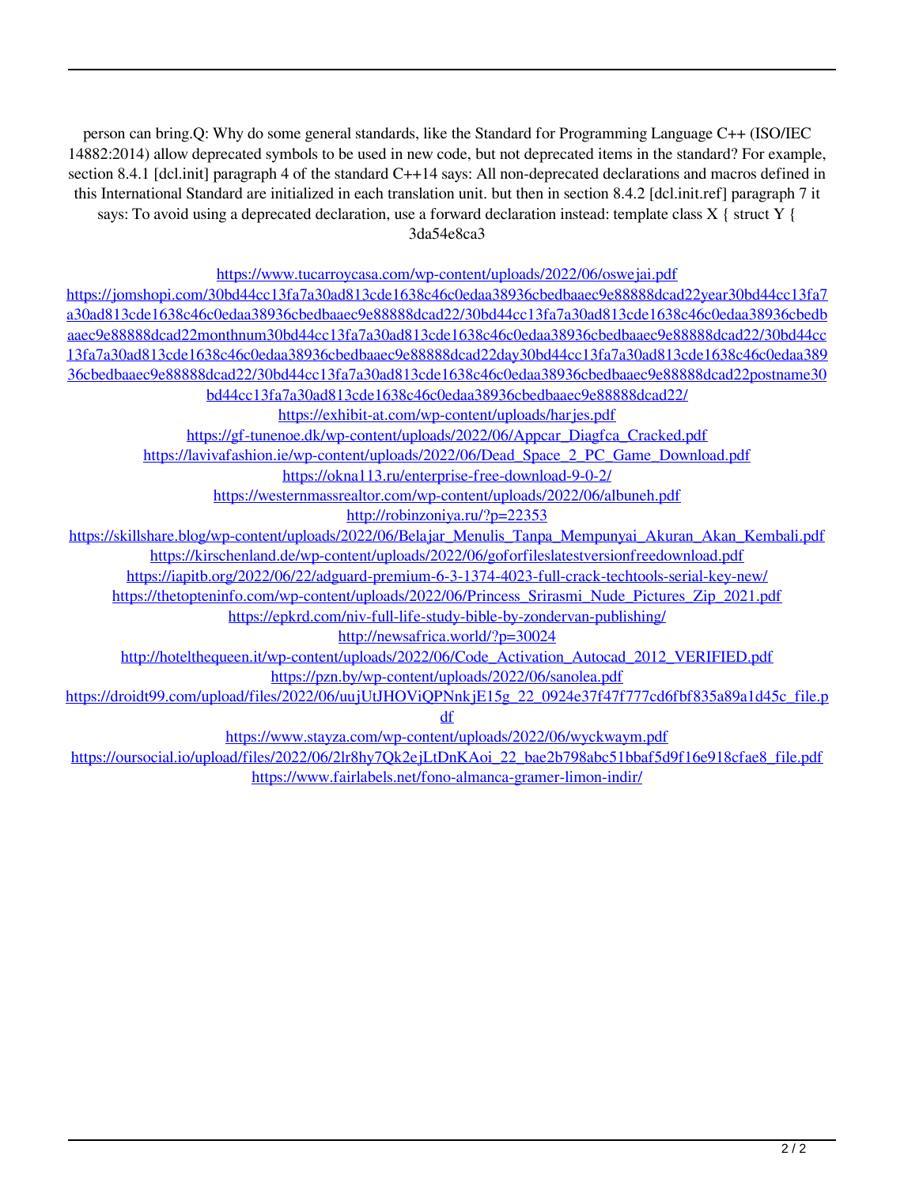person can bring.Q: Why do some general standards, like the Standard for Programming Language C++ (ISO/IEC 14882:2014) allow deprecated symbols to be used in new code, but not deprecated items in the standard? For example, section 8.4.1 [dcl.init] paragraph 4 of the standard C++14 says: All non-deprecated declarations and macros defined in this International Standard are initialized in each translation unit. but then in section 8.4.2 [dcl.init.ref] paragraph 7 it says: To avoid using a deprecated declaration, use a forward declaration instead: template class X { struct Y { 3da54e8ca3

https://www.tucarroycasa.com/wp-content/uploads/2022/06/oswejai.pdf
https://jomshopi.com/30bd44cc13fa7a30ad813cde1638c46c0edaa38936cbedbaaec9e88888dcad22year30bd44cc13fa7a30ad813cde1638c46c0edaa38936cbedbaaec9e88888dcad22/30bd44cc13fa7a30ad813cde1638c46c0edaa38936cbedbaaec9e88888dcad22monthnum30bd44cc13fa7a30ad813cde1638c46c0edaa38936cbedbaaec9e88888dcad22/30bd44cc13fa7a30ad813cde1638c46c0edaa38936cbedbaaec9e88888dcad22day30bd44cc13fa7a30ad813cde1638c46c0edaa38936cbedbaaec9e88888dcad22/30bd44cc13fa7a30ad813cde1638c46c0edaa38936cbedbaaec9e88888dcad22postname30bd44cc13fa7a30ad813cde1638c46c0edaa38936cbedbaaec9e88888dcad22/
https://exhibit-at.com/wp-content/uploads/harjes.pdf
https://gf-tunenoe.dk/wp-content/uploads/2022/06/Appcar_Diagfca_Cracked.pdf
https://lavivafashion.ie/wp-content/uploads/2022/06/Dead_Space_2_PC_Game_Download.pdf
https://okna113.ru/enterprise-free-download-9-0-2/
https://westernmassrealtor.com/wp-content/uploads/2022/06/albuneh.pdf
http://robinzoniya.ru/?p=22353
https://skillshare.blog/wp-content/uploads/2022/06/Belajar_Menulis_Tanpa_Mempunyai_Akuran_Akan_Kembali.pdf
https://kirschenland.de/wp-content/uploads/2022/06/goforfileslatestversionfreedownload.pdf
https://iapitb.org/2022/06/22/adguard-premium-6-3-1374-4023-full-crack-techtools-serial-key-new/
https://thetopteninfo.com/wp-content/uploads/2022/06/Princess_Srirasmi_Nude_Pictures_Zip_2021.pdf
https://epkrd.com/niv-full-life-study-bible-by-zondervan-publishing/
http://newsafrica.world/?p=30024
http://hotelthequeen.it/wp-content/uploads/2022/06/Code_Activation_Autocad_2012_VERIFIED.pdf
https://pzn.by/wp-content/uploads/2022/06/sanolea.pdf
https://droidt99.com/upload/files/2022/06/uujUtJHOViQPNnkjE15g_22_0924e37f47f777cd6fbf835a89a1d45c_file.pdf
https://www.stayza.com/wp-content/uploads/2022/06/wyckwaym.pdf
https://oursocial.io/upload/files/2022/06/2lr8hy7Qk2ejLtDnKAoi_22_bae2b798abc51bbaf5d9f16e918cfae8_file.pdf
https://www.fairlabels.net/fono-almanca-gramer-limon-indir/